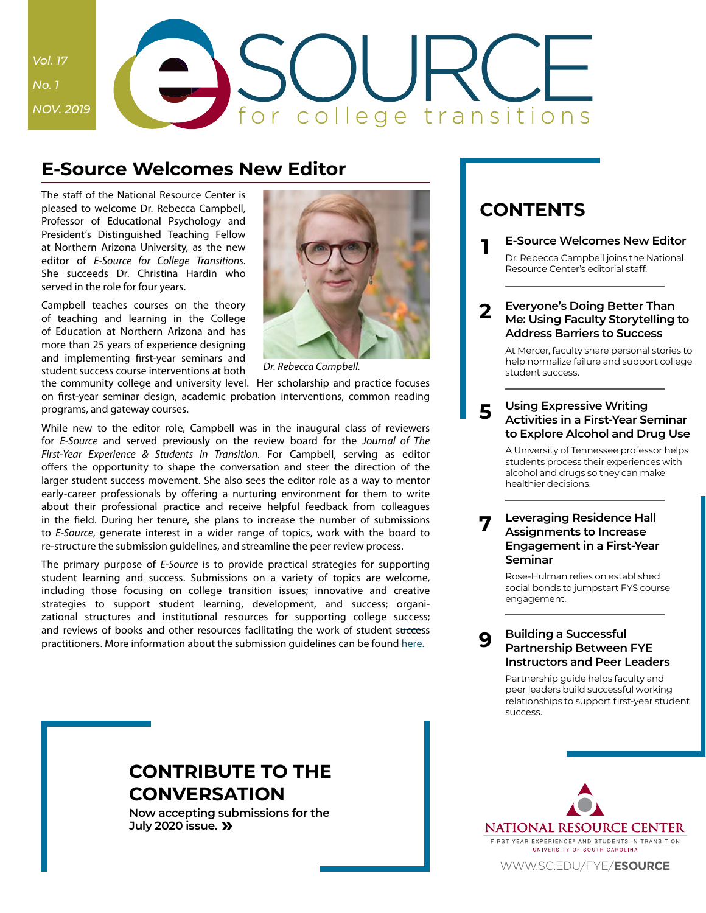Vol. 17

No. 1

NOV. 2019

# E-SOURCE for college transitions

## E-Source Welcomes New Editor

The staff of the National Resource Center is pleased to welcome Dr. Rebecca Campbell, Professor of Educational Psychology and President's Distinguished Teaching Fellow at Northern Arizona University, as the new editor of *E-Source for College Transitions*. She succeeds Dr. Christina Hardin who served in the role for four years.

Campbell teaches courses on the theory of teaching and learning in the College of Education at Northern Arizona and has more than 25 years of experience designing and implementing first-year seminars and student success course interventions at both the community college and university level. Her scholarship and practice focuses on first-year seminar design, academic probation interventions, common reading programs, and gateway courses.

*Dr. Rebecca Campbell.*

While new to the editor role, Campbell was in the inaugural class of reviewers for *E-Source* and served previously on the review board for the *Journal of The First-Year Experience & Students in Transition*. For Campbell, serving as editor offers the opportunity to shape the conversation and steer the direction of the larger student success movement. She also sees the editor role as a way to mentor early-career professionals by offering a nurturing environment for them to write about their professional practice and receive helpful feedback from colleagues in the field. During her tenure, she plans to increase the number of submissions to *E-Source*, generate interest in a wider range of topics, work with the board to re-structure the submission guidelines, and streamline the peer review process.

The primary purpose of *E-Source* is to provide practical strategies for supporting student learning and success. Submissions on a variety of topics are welcome, including those focusing on college transition issues; innovative and creative strategies to support student learning, development, and success; organizational structures and institutional resources for supporting college success; and reviews of books and other resources facilitating the work of student success practitioners. More information about the submission guidelines can be found here.

## CONTRIBUTE TO THE CONVERSATION

**Now accepting submissions for the July 2020 issue. »**

## CONTENTS

**1 E-Source Welcomes New Editor**

Dr. Rebecca Campbell joins the National Resource Center's editorial staff.

**2 Everyone's Doing Better Than Me: Using Faculty Storytelling to Address Barriers to Success**

At Mercer, faculty share personal stories to help normalize failure and support college student success.

**5 Using Expressive Writing Activities in a First-Year Seminar to Explore Alcohol and Drug Use**

A University of Tennessee professor helps students process their experiences with alcohol and drugs so they can make healthier decisions.

**7 Leveraging Residence Hall Assignments to Increase Engagement in a First-Year Seminar**

Rose-Hulman relies on established social bonds to jumpstart FYS course engagement.

**9 Building a Successful Partnership Between FYE Instructors and Peer Leaders**

Partnership guide helps faculty and peer leaders build successful working relationships to support first-year student success.

NATIONAL RESOURCE CENTER

FIRST-YEAR EXPERIENCE® AND STUDENTS IN TRANSITION

UNIVERSITY OF SOUTH CAROLINA

WWW.SC.EDU/FYE/ESOURCE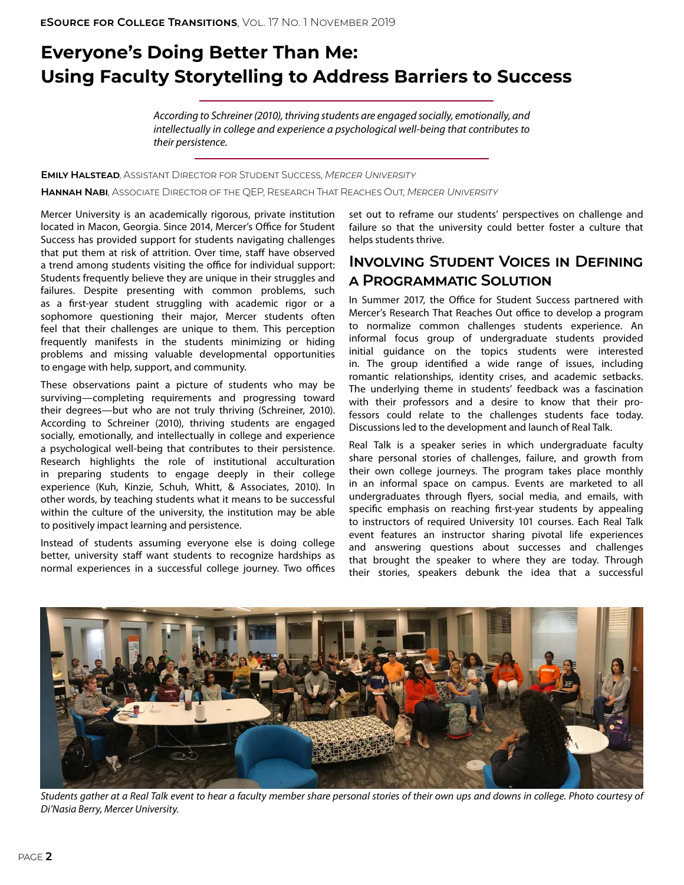# Everyone's Doing Better Than Me: Using Faculty Storytelling to Address Barriers to Success

*According to Schreiner (2010), thriving students are engaged socially, emotionally, and intellectually in college and experience a psychological well-being that contributes to their persistence.*

**Emily Halstead**, Assistant Director for Student Success, *Mercer University*

**Hannah Nabi**, Associate Director of the QEP, Research That Reaches Out, *Mercer University*

Mercer University is an academically rigorous, private institution located in Macon, Georgia. Since 2014, Mercer's Office for Student Success has provided support for students navigating challenges that put them at risk of attrition. Over time, staff have observed a trend among students visiting the office for individual support: Students frequently believe they are unique in their struggles and failures. Despite presenting with common problems, such as a first-year student struggling with academic rigor or a sophomore questioning their major, Mercer students often feel that their challenges are unique to them. This perception frequently manifests in the students minimizing or hiding problems and missing valuable developmental opportunities to engage with help, support, and community.

These observations paint a picture of students who may be surviving—completing requirements and progressing toward their degrees—but who are not truly thriving (Schreiner, 2010). According to Schreiner (2010), thriving students are engaged socially, emotionally, and intellectually in college and experience a psychological well-being that contributes to their persistence. Research highlights the role of institutional acculturation in preparing students to engage deeply in their college experience (Kuh, Kinzie, Schuh, Whitt, & Associates, 2010). In other words, by teaching students what it means to be successful within the culture of the university, the institution may be able to positively impact learning and persistence.

Instead of students assuming everyone else is doing college better, university staff want students to recognize hardships as normal experiences in a successful college journey. Two offices set out to reframe our students' perspectives on challenge and failure so that the university could better foster a culture that helps students thrive.

## Involving Student Voices in Defining a Programmatic Solution

In Summer 2017, the Office for Student Success partnered with Mercer's Research That Reaches Out office to develop a program to normalize common challenges students experience. An informal focus group of undergraduate students provided initial guidance on the topics students were interested in. The group identified a wide range of issues, including romantic relationships, identity crises, and academic setbacks. The underlying theme in students' feedback was a fascination with their professors and a desire to know that their professors could relate to the challenges students face today. Discussions led to the development and launch of Real Talk.

Real Talk is a speaker series in which undergraduate faculty share personal stories of challenges, failure, and growth from their own college journeys. The program takes place monthly in an informal space on campus. Events are marketed to all undergraduates through flyers, social media, and emails, with specific emphasis on reaching first-year students by appealing to instructors of required University 101 courses. Each Real Talk event features an instructor sharing pivotal life experiences and answering questions about successes and challenges that brought the speaker to where they are today. Through their stories, speakers debunk the idea that a successful

*Students gather at a Real Talk event to hear a faculty member share personal stories of their own ups and downs in college. Photo courtesy of Di'Nasia Berry, Mercer University.*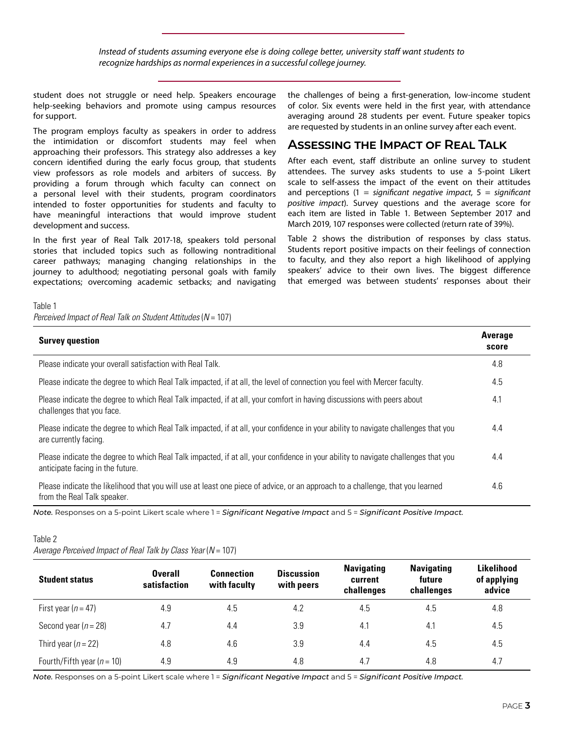*Instead of students assuming everyone else is doing college better, university staff want students to recognize hardships as normal experiences in a successful college journey.*

student does not struggle or need help. Speakers encourage help-seeking behaviors and promote using campus resources for support.

The program employs faculty as speakers in order to address the intimidation or discomfort students may feel when approaching their professors. This strategy also addresses a key concern identified during the early focus group, that students view professors as role models and arbiters of success. By providing a forum through which faculty can connect on a personal level with their students, program coordinators intended to foster opportunities for students and faculty to have meaningful interactions that would improve student development and success.

In the first year of Real Talk 2017-18, speakers told personal stories that included topics such as following nontraditional career pathways; managing changing relationships in the journey to adulthood; negotiating personal goals with family expectations; overcoming academic setbacks; and navigating the challenges of being a first-generation, low-income student of color. Six events were held in the first year, with attendance averaging around 28 students per event. Future speaker topics are requested by students in an online survey after each event.

## Assessing the Impact of Real Talk

After each event, staff distribute an online survey to student attendees. The survey asks students to use a 5-point Likert scale to self-assess the impact of the event on their attitudes and perceptions (1 = *significant negative impact*, 5 = *significant positive impact*). Survey questions and the average score for each item are listed in Table 1. Between September 2017 and March 2019, 107 responses were collected (return rate of 39%).

Table 2 shows the distribution of responses by class status. Students report positive impacts on their feelings of connection to faculty, and they also report a high likelihood of applying speakers' advice to their own lives. The biggest difference that emerged was between students' responses about their

Table 1
*Perceived Impact of Real Talk on Student Attitudes* ($N$ = 107)

| Survey question | Average score |
|---|---|
| Please indicate your overall satisfaction with Real Talk. | 4.8 |
| Please indicate the degree to which Real Talk impacted, if at all, the level of connection you feel with Mercer faculty. | 4.5 |
| Please indicate the degree to which Real Talk impacted, if at all, your comfort in having discussions with peers about challenges that you face. | 4.1 |
| Please indicate the degree to which Real Talk impacted, if at all, your confidence in your ability to navigate challenges that you are currently facing. | 4.4 |
| Please indicate the degree to which Real Talk impacted, if at all, your confidence in your ability to navigate challenges that you anticipate facing in the future. | 4.4 |
| Please indicate the likelihood that you will use at least one piece of advice, or an approach to a challenge, that you learned from the Real Talk speaker. | 4.6 |

*Note.* Responses on a 5-point Likert scale where 1 = *Significant Negative Impact* and 5 = *Significant Positive Impact.*

Table 2
*Average Perceived Impact of Real Talk by Class Year* ($N$ = 107)

| Student status | Overall satisfaction | Connection with faculty | Discussion with peers | Navigating current challenges | Navigating future challenges | Likelihood of applying advice |
|---|---|---|---|---|---|---|
| First year ($n$ = 47) | 4.9 | 4.5 | 4.2 | 4.5 | 4.5 | 4.8 |
| Second year ($n$ = 28) | 4.7 | 4.4 | 3.9 | 4.1 | 4.1 | 4.5 |
| Third year ($n$ = 22) | 4.8 | 4.6 | 3.9 | 4.4 | 4.5 | 4.5 |
| Fourth/Fifth year ($n$ = 10) | 4.9 | 4.9 | 4.8 | 4.7 | 4.8 | 4.7 |

*Note.* Responses on a 5-point Likert scale where 1 = *Significant Negative Impact* and 5 = *Significant Positive Impact.*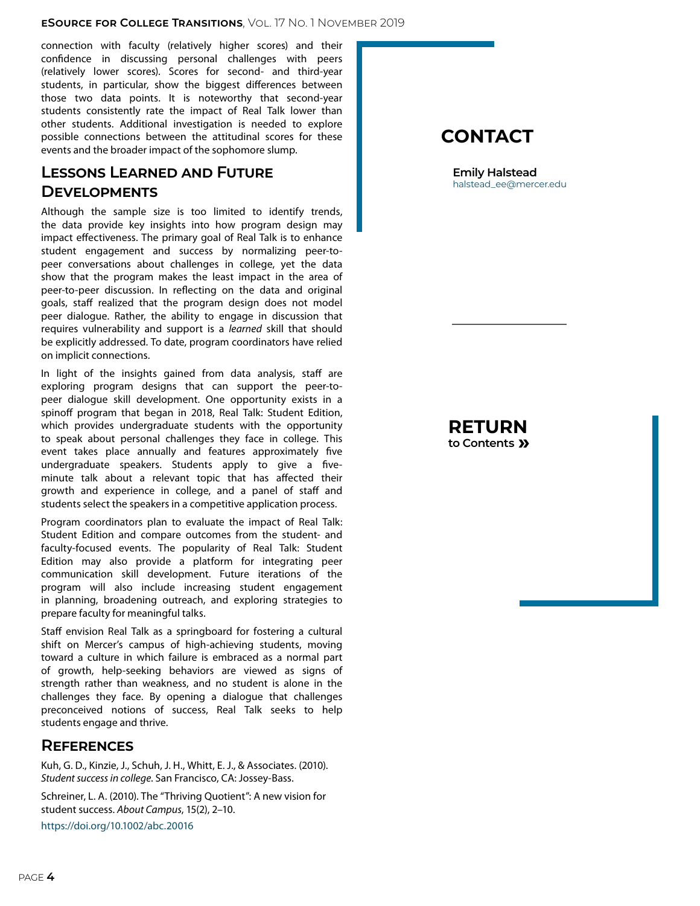connection with faculty (relatively higher scores) and their confidence in discussing personal challenges with peers (relatively lower scores). Scores for second- and third-year students, in particular, show the biggest differences between those two data points. It is noteworthy that second-year students consistently rate the impact of Real Talk lower than other students. Additional investigation is needed to explore possible connections between the attitudinal scores for these events and the broader impact of the sophomore slump.

## Lessons Learned and Future Developments

Although the sample size is too limited to identify trends, the data provide key insights into how program design may impact effectiveness. The primary goal of Real Talk is to enhance student engagement and success by normalizing peer-to-peer conversations about challenges in college, yet the data show that the program makes the least impact in the area of peer-to-peer discussion. In reflecting on the data and original goals, staff realized that the program design does not model peer dialogue. Rather, the ability to engage in discussion that requires vulnerability and support is a *learned* skill that should be explicitly addressed. To date, program coordinators have relied on implicit connections.

In light of the insights gained from data analysis, staff are exploring program designs that can support the peer-to-peer dialogue skill development. One opportunity exists in a spinoff program that began in 2018, Real Talk: Student Edition, which provides undergraduate students with the opportunity to speak about personal challenges they face in college. This event takes place annually and features approximately five undergraduate speakers. Students apply to give a five-minute talk about a relevant topic that has affected their growth and experience in college, and a panel of staff and students select the speakers in a competitive application process.

Program coordinators plan to evaluate the impact of Real Talk: Student Edition and compare outcomes from the student- and faculty-focused events. The popularity of Real Talk: Student Edition may also provide a platform for integrating peer communication skill development. Future iterations of the program will also include increasing student engagement in planning, broadening outreach, and exploring strategies to prepare faculty for meaningful talks.

Staff envision Real Talk as a springboard for fostering a cultural shift on Mercer's campus of high-achieving students, moving toward a culture in which failure is embraced as a normal part of growth, help-seeking behaviors are viewed as signs of strength rather than weakness, and no student is alone in the challenges they face. By opening a dialogue that challenges preconceived notions of success, Real Talk seeks to help students engage and thrive.

## References

Kuh, G. D., Kinzie, J., Schuh, J. H., Whitt, E. J., & Associates. (2010). *Student success in college.* San Francisco, CA: Jossey-Bass.

Schreiner, L. A. (2010). The "Thriving Quotient": A new vision for student success. *About Campus*, 15(2), 2–10. https://doi.org/10.1002/abc.20016

## CONTACT

**Emily Halstead**
halstead_ee@mercer.edu

**RETURN**
**to Contents »**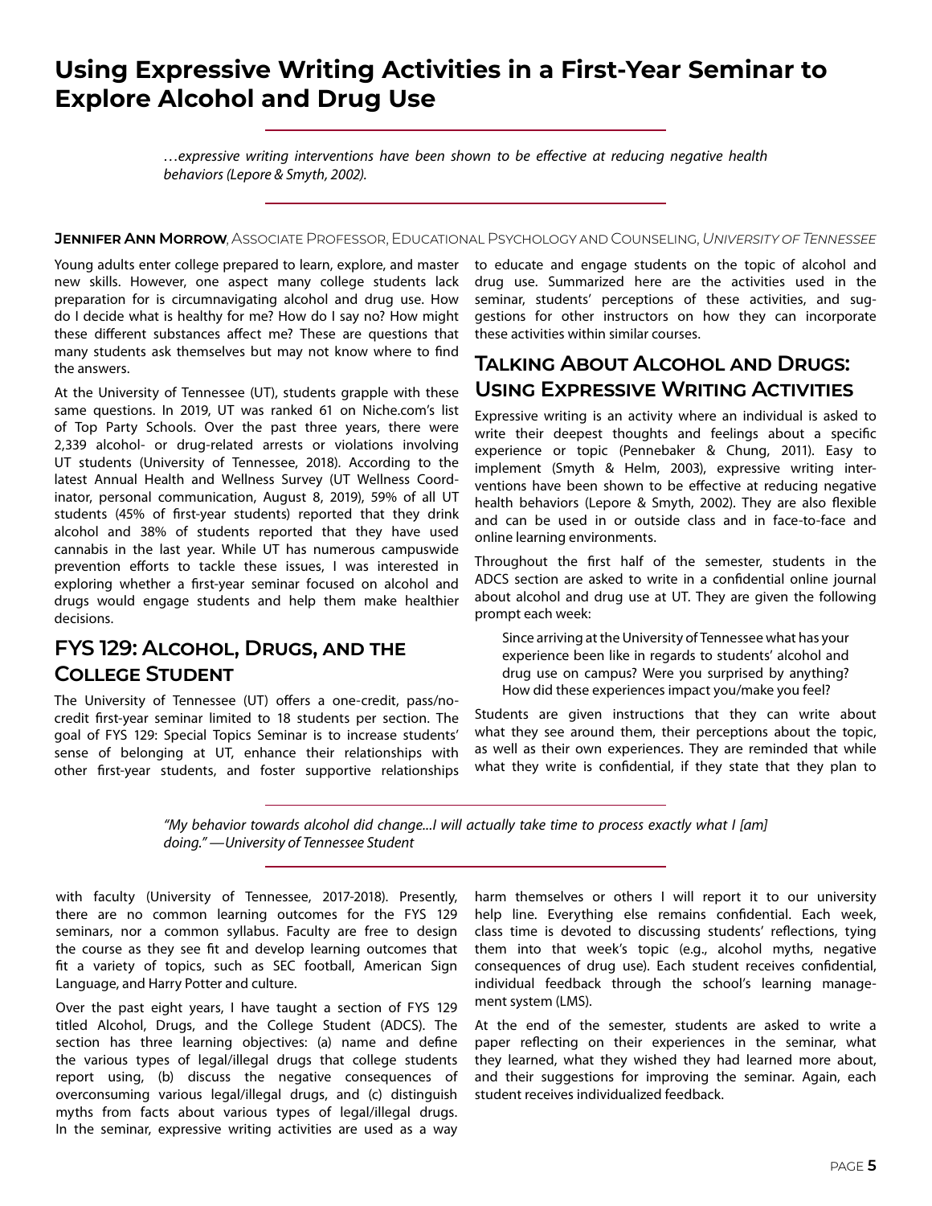# Using Expressive Writing Activities in a First-Year Seminar to Explore Alcohol and Drug Use

> *…expressive writing interventions have been shown to be effective at reducing negative health behaviors (Lepore & Smyth, 2002).*

**Jennifer Ann Morrow**, Associate Professor, Educational Psychology and Counseling, *University of Tennessee*

Young adults enter college prepared to learn, explore, and master new skills. However, one aspect many college students lack preparation for is circumnavigating alcohol and drug use. How do I decide what is healthy for me? How do I say no? How might these different substances affect me? These are questions that many students ask themselves but may not know where to find the answers.

At the University of Tennessee (UT), students grapple with these same questions. In 2019, UT was ranked 61 on Niche.com's list of Top Party Schools. Over the past three years, there were 2,339 alcohol- or drug-related arrests or violations involving UT students (University of Tennessee, 2018). According to the latest Annual Health and Wellness Survey (UT Wellness Coordinator, personal communication, August 8, 2019), 59% of all UT students (45% of first-year students) reported that they drink alcohol and 38% of students reported that they have used cannabis in the last year. While UT has numerous campuswide prevention efforts to tackle these issues, I was interested in exploring whether a first-year seminar focused on alcohol and drugs would engage students and help them make healthier decisions.

## FYS 129: Alcohol, Drugs, and the College Student

The University of Tennessee (UT) offers a one-credit, pass/no-credit first-year seminar limited to 18 students per section. The goal of FYS 129: Special Topics Seminar is to increase students' sense of belonging at UT, enhance their relationships with other first-year students, and foster supportive relationships with faculty (University of Tennessee, 2017-2018). Presently, there are no common learning outcomes for the FYS 129 seminars, nor a common syllabus. Faculty are free to design the course as they see fit and develop learning outcomes that fit a variety of topics, such as SEC football, American Sign Language, and Harry Potter and culture.

Over the past eight years, I have taught a section of FYS 129 titled Alcohol, Drugs, and the College Student (ADCS). The section has three learning objectives: (a) name and define the various types of legal/illegal drugs that college students report using, (b) discuss the negative consequences of overconsuming various legal/illegal drugs, and (c) distinguish myths from facts about various types of legal/illegal drugs. In the seminar, expressive writing activities are used as a way to educate and engage students on the topic of alcohol and drug use. Summarized here are the activities used in the seminar, students' perceptions of these activities, and suggestions for other instructors on how they can incorporate these activities within similar courses.

## Talking About Alcohol and Drugs: Using Expressive Writing Activities

Expressive writing is an activity where an individual is asked to write their deepest thoughts and feelings about a specific experience or topic (Pennebaker & Chung, 2011). Easy to implement (Smyth & Helm, 2003), expressive writing interventions have been shown to be effective at reducing negative health behaviors (Lepore & Smyth, 2002). They are also flexible and can be used in or outside class and in face-to-face and online learning environments.

Throughout the first half of the semester, students in the ADCS section are asked to write in a confidential online journal about alcohol and drug use at UT. They are given the following prompt each week:

> Since arriving at the University of Tennessee what has your experience been like in regards to students' alcohol and drug use on campus? Were you surprised by anything? How did these experiences impact you/make you feel?

Students are given instructions that they can write about what they see around them, their perceptions about the topic, as well as their own experiences. They are reminded that while what they write is confidential, if they state that they plan to harm themselves or others I will report it to our university help line. Everything else remains confidential. Each week, class time is devoted to discussing students' reflections, tying them into that week's topic (e.g., alcohol myths, negative consequences of drug use). Each student receives confidential, individual feedback through the school's learning management system (LMS).

At the end of the semester, students are asked to write a paper reflecting on their experiences in the seminar, what they learned, what they wished they had learned more about, and their suggestions for improving the seminar. Again, each student receives individualized feedback.

> *"My behavior towards alcohol did change...I will actually take time to process exactly what I [am] doing." —University of Tennessee Student*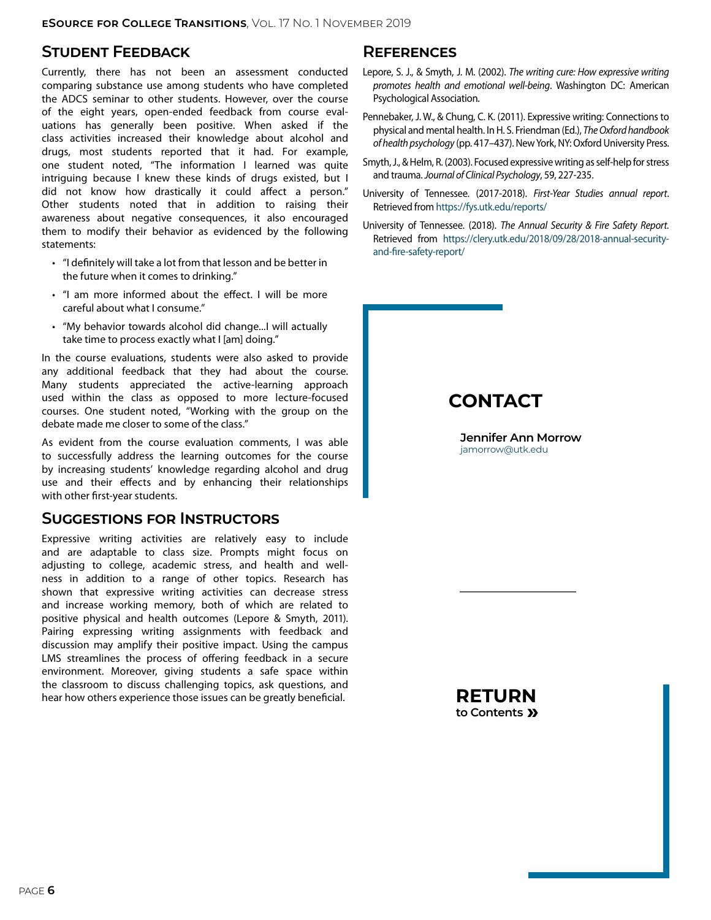## Student Feedback

Currently, there has not been an assessment conducted comparing substance use among students who have completed the ADCS seminar to other students. However, over the course of the eight years, open-ended feedback from course evaluations has generally been positive. When asked if the class activities increased their knowledge about alcohol and drugs, most students reported that it had. For example, one student noted, "The information I learned was quite intriguing because I knew these kinds of drugs existed, but I did not know how drastically it could affect a person." Other students noted that in addition to raising their awareness about negative consequences, it also encouraged them to modify their behavior as evidenced by the following statements:

- "I definitely will take a lot from that lesson and be better in the future when it comes to drinking."
- "I am more informed about the effect. I will be more careful about what I consume."
- "My behavior towards alcohol did change...I will actually take time to process exactly what I [am] doing."

In the course evaluations, students were also asked to provide any additional feedback that they had about the course. Many students appreciated the active-learning approach used within the class as opposed to more lecture-focused courses. One student noted, "Working with the group on the debate made me closer to some of the class."

As evident from the course evaluation comments, I was able to successfully address the learning outcomes for the course by increasing students' knowledge regarding alcohol and drug use and their effects and by enhancing their relationships with other first-year students.

## Suggestions for Instructors

Expressive writing activities are relatively easy to include and are adaptable to class size. Prompts might focus on adjusting to college, academic stress, and health and wellness in addition to a range of other topics. Research has shown that expressive writing activities can decrease stress and increase working memory, both of which are related to positive physical and health outcomes (Lepore & Smyth, 2011). Pairing expressing writing assignments with feedback and discussion may amplify their positive impact. Using the campus LMS streamlines the process of offering feedback in a secure environment. Moreover, giving students a safe space within the classroom to discuss challenging topics, ask questions, and hear how others experience those issues can be greatly beneficial.

## References

Lepore, S. J., & Smyth, J. M. (2002). *The writing cure: How expressive writing promotes health and emotional well-being*. Washington DC: American Psychological Association.

Pennebaker, J. W., & Chung, C. K. (2011). Expressive writing: Connections to physical and mental health. In H. S. Friendman (Ed.), *The Oxford handbook of health psychology* (pp. 417–437). New York, NY: Oxford University Press.

Smyth, J., & Helm, R. (2003). Focused expressive writing as self-help for stress and trauma. *Journal of Clinical Psychology*, 59, 227-235.

University of Tennessee. (2017-2018). *First-Year Studies annual report*. Retrieved from https://fys.utk.edu/reports/

University of Tennessee. (2018). *The Annual Security & Fire Safety Report.* Retrieved from https://clery.utk.edu/2018/09/28/2018-annual-security-and-fire-safety-report/

## CONTACT

**Jennifer Ann Morrow**
jamorrow@utk.edu

**RETURN**
**to Contents »**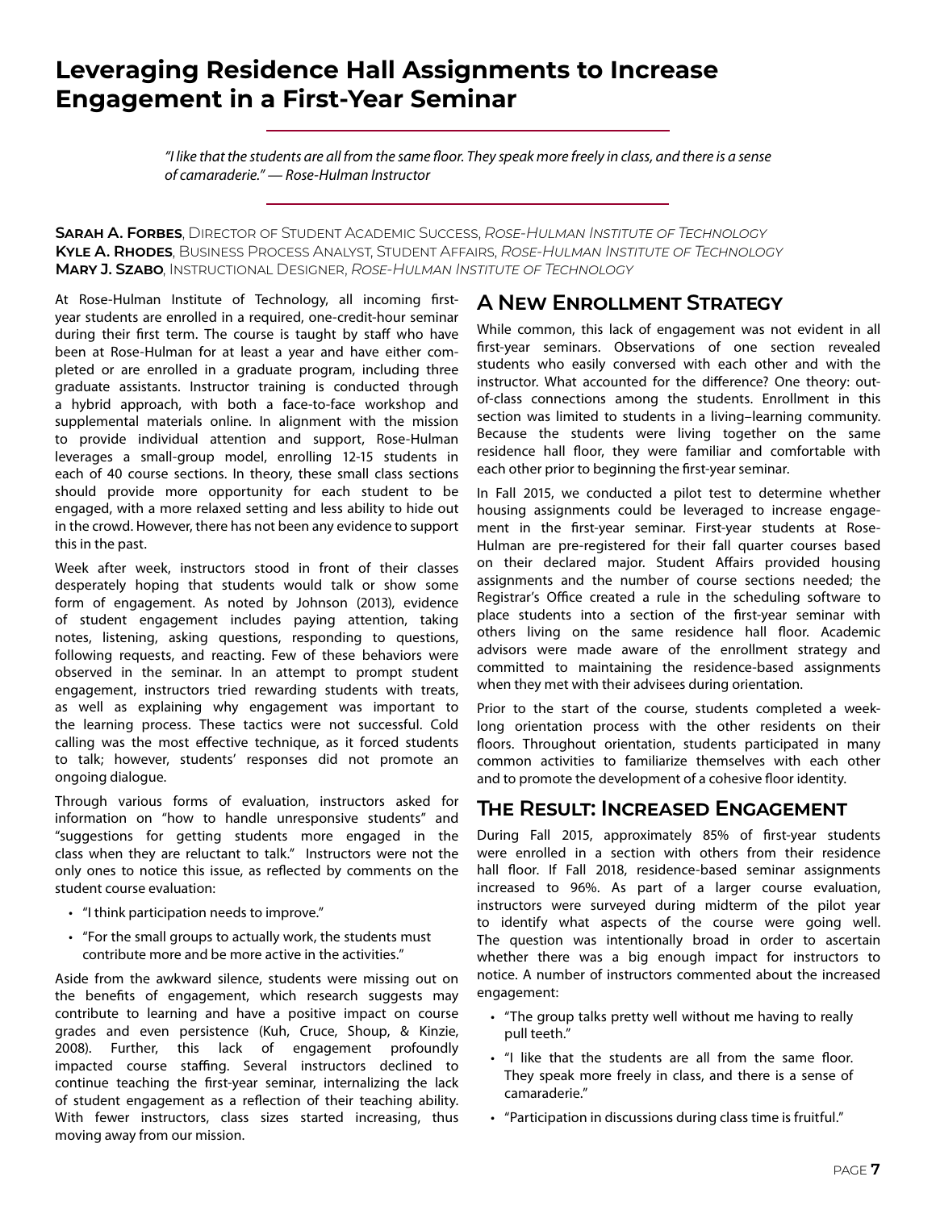# Leveraging Residence Hall Assignments to Increase Engagement in a First-Year Seminar

> *"I like that the students are all from the same floor. They speak more freely in class, and there is a sense of camaraderie." — Rose-Hulman Instructor*

**Sarah A. Forbes**, Director of Student Academic Success, *Rose-Hulman Institute of Technology*
**Kyle A. Rhodes**, Business Process Analyst, Student Affairs, *Rose-Hulman Institute of Technology*
**Mary J. Szabo**, Instructional Designer, *Rose-Hulman Institute of Technology*

At Rose-Hulman Institute of Technology, all incoming first-year students are enrolled in a required, one-credit-hour seminar during their first term. The course is taught by staff who have been at Rose-Hulman for at least a year and have either completed or are enrolled in a graduate program, including three graduate assistants. Instructor training is conducted through a hybrid approach, with both a face-to-face workshop and supplemental materials online. In alignment with the mission to provide individual attention and support, Rose-Hulman leverages a small-group model, enrolling 12-15 students in each of 40 course sections. In theory, these small class sections should provide more opportunity for each student to be engaged, with a more relaxed setting and less ability to hide out in the crowd. However, there has not been any evidence to support this in the past.

Week after week, instructors stood in front of their classes desperately hoping that students would talk or show some form of engagement. As noted by Johnson (2013), evidence of student engagement includes paying attention, taking notes, listening, asking questions, responding to questions, following requests, and reacting. Few of these behaviors were observed in the seminar. In an attempt to prompt student engagement, instructors tried rewarding students with treats, as well as explaining why engagement was important to the learning process. These tactics were not successful. Cold calling was the most effective technique, as it forced students to talk; however, students' responses did not promote an ongoing dialogue.

Through various forms of evaluation, instructors asked for information on "how to handle unresponsive students" and "suggestions for getting students more engaged in the class when they are reluctant to talk." Instructors were not the only ones to notice this issue, as reflected by comments on the student course evaluation:

- "I think participation needs to improve."
- "For the small groups to actually work, the students must contribute more and be more active in the activities."

Aside from the awkward silence, students were missing out on the benefits of engagement, which research suggests may contribute to learning and have a positive impact on course grades and even persistence (Kuh, Cruce, Shoup, & Kinzie, 2008). Further, this lack of engagement profoundly impacted course staffing. Several instructors declined to continue teaching the first-year seminar, internalizing the lack of student engagement as a reflection of their teaching ability. With fewer instructors, class sizes started increasing, thus moving away from our mission.

## A New Enrollment Strategy

While common, this lack of engagement was not evident in all first-year seminars. Observations of one section revealed students who easily conversed with each other and with the instructor. What accounted for the difference? One theory: out-of-class connections among the students. Enrollment in this section was limited to students in a living–learning community. Because the students were living together on the same residence hall floor, they were familiar and comfortable with each other prior to beginning the first-year seminar.

In Fall 2015, we conducted a pilot test to determine whether housing assignments could be leveraged to increase engagement in the first-year seminar. First-year students at Rose-Hulman are pre-registered for their fall quarter courses based on their declared major. Student Affairs provided housing assignments and the number of course sections needed; the Registrar's Office created a rule in the scheduling software to place students into a section of the first-year seminar with others living on the same residence hall floor. Academic advisors were made aware of the enrollment strategy and committed to maintaining the residence-based assignments when they met with their advisees during orientation.

Prior to the start of the course, students completed a week-long orientation process with the other residents on their floors. Throughout orientation, students participated in many common activities to familiarize themselves with each other and to promote the development of a cohesive floor identity.

## The Result: Increased Engagement

During Fall 2015, approximately 85% of first-year students were enrolled in a section with others from their residence hall floor. If Fall 2018, residence-based seminar assignments increased to 96%. As part of a larger course evaluation, instructors were surveyed during midterm of the pilot year to identify what aspects of the course were going well. The question was intentionally broad in order to ascertain whether there was a big enough impact for instructors to notice. A number of instructors commented about the increased engagement:

- "The group talks pretty well without me having to really pull teeth."
- "I like that the students are all from the same floor. They speak more freely in class, and there is a sense of camaraderie."
- "Participation in discussions during class time is fruitful."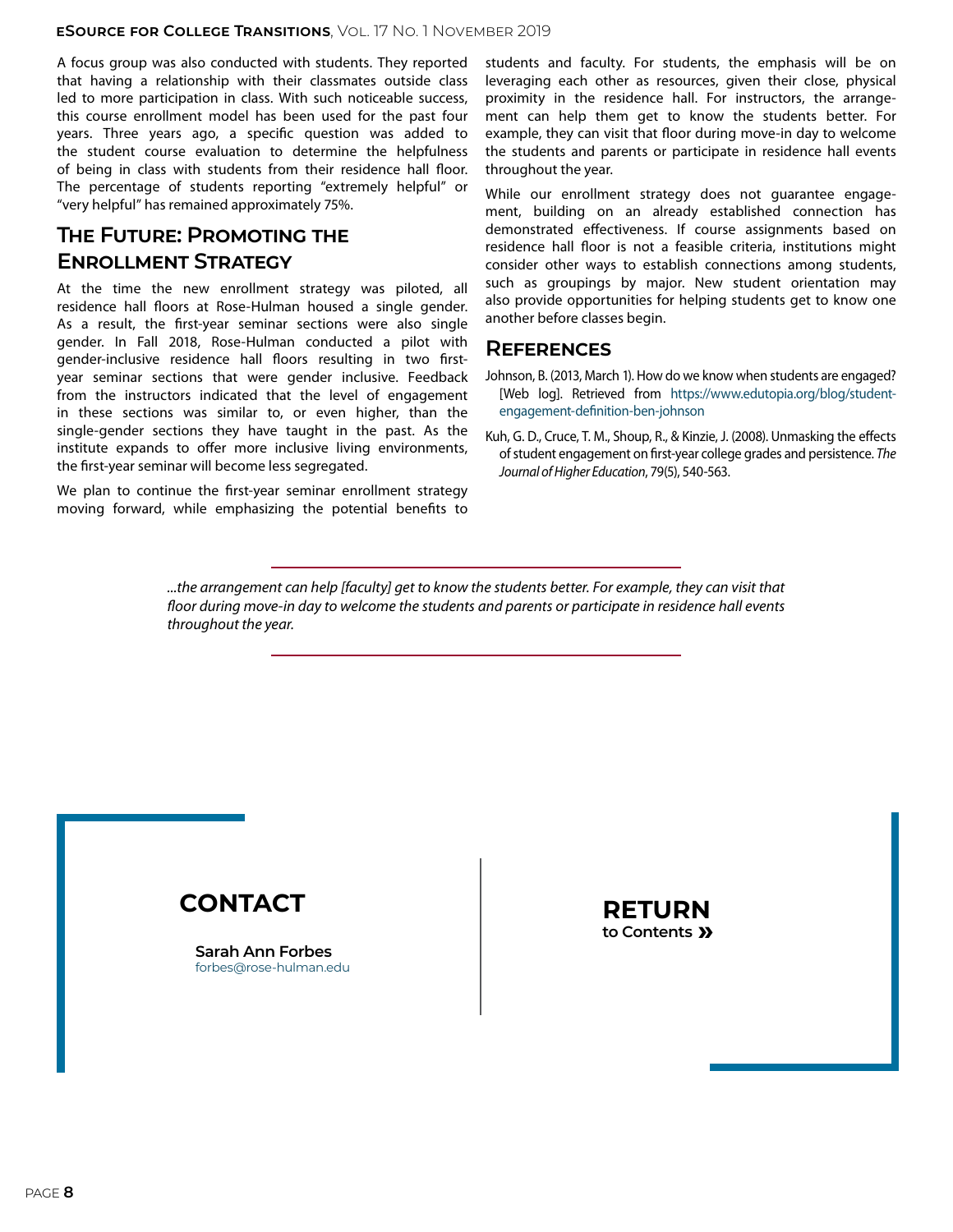A focus group was also conducted with students. They reported that having a relationship with their classmates outside class led to more participation in class. With such noticeable success, this course enrollment model has been used for the past four years. Three years ago, a specific question was added to the student course evaluation to determine the helpfulness of being in class with students from their residence hall floor. The percentage of students reporting "extremely helpful" or "very helpful" has remained approximately 75%.

## The Future: Promoting the Enrollment Strategy

At the time the new enrollment strategy was piloted, all residence hall floors at Rose-Hulman housed a single gender. As a result, the first-year seminar sections were also single gender. In Fall 2018, Rose-Hulman conducted a pilot with gender-inclusive residence hall floors resulting in two first-year seminar sections that were gender inclusive. Feedback from the instructors indicated that the level of engagement in these sections was similar to, or even higher, than the single-gender sections they have taught in the past. As the institute expands to offer more inclusive living environments, the first-year seminar will become less segregated.

We plan to continue the first-year seminar enrollment strategy moving forward, while emphasizing the potential benefits to students and faculty. For students, the emphasis will be on leveraging each other as resources, given their close, physical proximity in the residence hall. For instructors, the arrangement can help them get to know the students better. For example, they can visit that floor during move-in day to welcome the students and parents or participate in residence hall events throughout the year.

While our enrollment strategy does not guarantee engagement, building on an already established connection has demonstrated effectiveness. If course assignments based on residence hall floor is not a feasible criteria, institutions might consider other ways to establish connections among students, such as groupings by major. New student orientation may also provide opportunities for helping students get to know one another before classes begin.

## References

Johnson, B. (2013, March 1). How do we know when students are engaged? [Web log]. Retrieved from https://www.edutopia.org/blog/student-engagement-definition-ben-johnson

Kuh, G. D., Cruce, T. M., Shoup, R., & Kinzie, J. (2008). Unmasking the effects of student engagement on first-year college grades and persistence. *The Journal of Higher Education*, 79(5), 540-563.

*...the arrangement can help [faculty] get to know the students better. For example, they can visit that floor during move-in day to welcome the students and parents or participate in residence hall events throughout the year.*

## CONTACT

**Sarah Ann Forbes**
forbes@rose-hulman.edu

**RETURN to Contents »**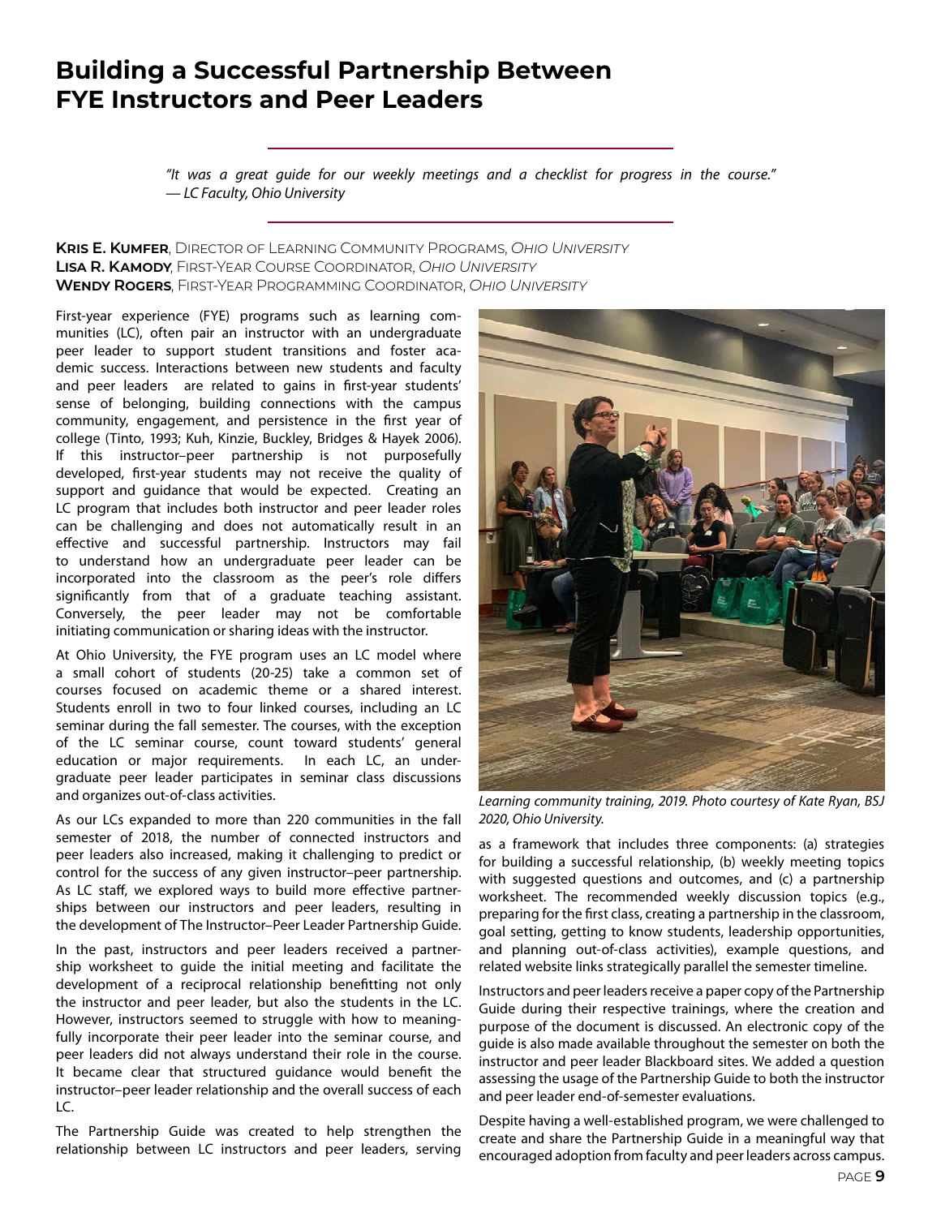# Building a Successful Partnership Between FYE Instructors and Peer Leaders

*"It was a great guide for our weekly meetings and a checklist for progress in the course."*
*— LC Faculty, Ohio University*

**Kris E. Kumfer**, Director of Learning Community Programs, *Ohio University*
**Lisa R. Kamody**, First-Year Course Coordinator, *Ohio University*
**Wendy Rogers**, First-Year Programming Coordinator, *Ohio University*

First-year experience (FYE) programs such as learning communities (LC), often pair an instructor with an undergraduate peer leader to support student transitions and foster academic success. Interactions between new students and faculty and peer leaders are related to gains in first-year students' sense of belonging, building connections with the campus community, engagement, and persistence in the first year of college (Tinto, 1993; Kuh, Kinzie, Buckley, Bridges & Hayek 2006). If this instructor–peer partnership is not purposefully developed, first-year students may not receive the quality of support and guidance that would be expected. Creating an LC program that includes both instructor and peer leader roles can be challenging and does not automatically result in an effective and successful partnership. Instructors may fail to understand how an undergraduate peer leader can be incorporated into the classroom as the peer's role differs significantly from that of a graduate teaching assistant. Conversely, the peer leader may not be comfortable initiating communication or sharing ideas with the instructor.

At Ohio University, the FYE program uses an LC model where a small cohort of students (20-25) take a common set of courses focused on academic theme or a shared interest. Students enroll in two to four linked courses, including an LC seminar during the fall semester. The courses, with the exception of the LC seminar course, count toward students' general education or major requirements. In each LC, an undergraduate peer leader participates in seminar class discussions and organizes out-of-class activities.

As our LCs expanded to more than 220 communities in the fall semester of 2018, the number of connected instructors and peer leaders also increased, making it challenging to predict or control for the success of any given instructor–peer partnership. As LC staff, we explored ways to build more effective partnerships between our instructors and peer leaders, resulting in the development of The Instructor–Peer Leader Partnership Guide.

In the past, instructors and peer leaders received a partnership worksheet to guide the initial meeting and facilitate the development of a reciprocal relationship benefitting not only the instructor and peer leader, but also the students in the LC. However, instructors seemed to struggle with how to meaningfully incorporate their peer leader into the seminar course, and peer leaders did not always understand their role in the course. It became clear that structured guidance would benefit the instructor–peer leader relationship and the overall success of each LC.

The Partnership Guide was created to help strengthen the relationship between LC instructors and peer leaders, serving as a framework that includes three components: (a) strategies for building a successful relationship, (b) weekly meeting topics with suggested questions and outcomes, and (c) a partnership worksheet. The recommended weekly discussion topics (e.g., preparing for the first class, creating a partnership in the classroom, goal setting, getting to know students, leadership opportunities, and planning out-of-class activities), example questions, and related website links strategically parallel the semester timeline.

*Learning community training, 2019. Photo courtesy of Kate Ryan, BSJ 2020, Ohio University.*

Instructors and peer leaders receive a paper copy of the Partnership Guide during their respective trainings, where the creation and purpose of the document is discussed. An electronic copy of the guide is also made available throughout the semester on both the instructor and peer leader Blackboard sites. We added a question assessing the usage of the Partnership Guide to both the instructor and peer leader end-of-semester evaluations.

Despite having a well-established program, we were challenged to create and share the Partnership Guide in a meaningful way that encouraged adoption from faculty and peer leaders across campus.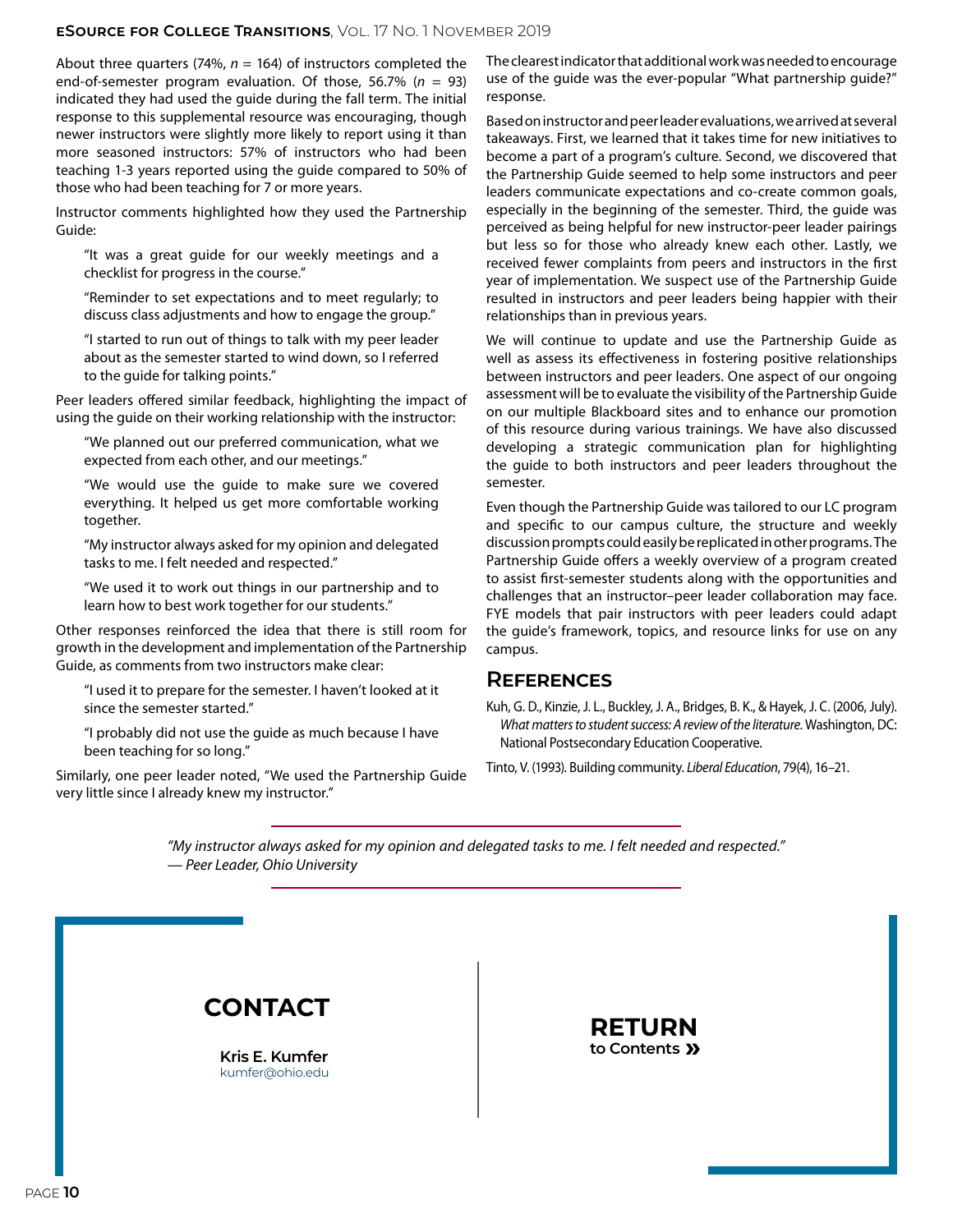About three quarters (74%, $n$ = 164) of instructors completed the end-of-semester program evaluation. Of those, 56.7% ($n$ = 93) indicated they had used the guide during the fall term. The initial response to this supplemental resource was encouraging, though newer instructors were slightly more likely to report using it than more seasoned instructors: 57% of instructors who had been teaching 1-3 years reported using the guide compared to 50% of those who had been teaching for 7 or more years.

Instructor comments highlighted how they used the Partnership Guide:

> "It was a great guide for our weekly meetings and a checklist for progress in the course."
>
> "Reminder to set expectations and to meet regularly; to discuss class adjustments and how to engage the group."
>
> "I started to run out of things to talk with my peer leader about as the semester started to wind down, so I referred to the guide for talking points."

Peer leaders offered similar feedback, highlighting the impact of using the guide on their working relationship with the instructor:

> "We planned out our preferred communication, what we expected from each other, and our meetings."
>
> "We would use the guide to make sure we covered everything. It helped us get more comfortable working together.
>
> "My instructor always asked for my opinion and delegated tasks to me. I felt needed and respected."
>
> "We used it to work out things in our partnership and to learn how to best work together for our students."

Other responses reinforced the idea that there is still room for growth in the development and implementation of the Partnership Guide, as comments from two instructors make clear:

> "I used it to prepare for the semester. I haven't looked at it since the semester started."
>
> "I probably did not use the guide as much because I have been teaching for so long."

Similarly, one peer leader noted, "We used the Partnership Guide very little since I already knew my instructor."

The clearest indicator that additional work was needed to encourage use of the guide was the ever-popular "What partnership guide?" response.

Based on instructor and peer leader evaluations, we arrived at several takeaways. First, we learned that it takes time for new initiatives to become a part of a program's culture. Second, we discovered that the Partnership Guide seemed to help some instructors and peer leaders communicate expectations and co-create common goals, especially in the beginning of the semester. Third, the guide was perceived as being helpful for new instructor-peer leader pairings but less so for those who already knew each other. Lastly, we received fewer complaints from peers and instructors in the first year of implementation. We suspect use of the Partnership Guide resulted in instructors and peer leaders being happier with their relationships than in previous years.

We will continue to update and use the Partnership Guide as well as assess its effectiveness in fostering positive relationships between instructors and peer leaders. One aspect of our ongoing assessment will be to evaluate the visibility of the Partnership Guide on our multiple Blackboard sites and to enhance our promotion of this resource during various trainings. We have also discussed developing a strategic communication plan for highlighting the guide to both instructors and peer leaders throughout the semester.

Even though the Partnership Guide was tailored to our LC program and specific to our campus culture, the structure and weekly discussion prompts could easily be replicated in other programs. The Partnership Guide offers a weekly overview of a program created to assist first-semester students along with the opportunities and challenges that an instructor–peer leader collaboration may face. FYE models that pair instructors with peer leaders could adapt the guide's framework, topics, and resource links for use on any campus.

## References

Kuh, G. D., Kinzie, J. L., Buckley, J. A., Bridges, B. K., & Hayek, J. C. (2006, July). *What matters to student success: A review of the literature*. Washington, DC: National Postsecondary Education Cooperative.

Tinto, V. (1993). Building community. *Liberal Education*, 79(4), 16–21.

*"My instructor always asked for my opinion and delegated tasks to me. I felt needed and respected."*
*— Peer Leader, Ohio University*

## CONTACT

**Kris E. Kumfer**
kumfer@ohio.edu

**RETURN**
**to Contents »**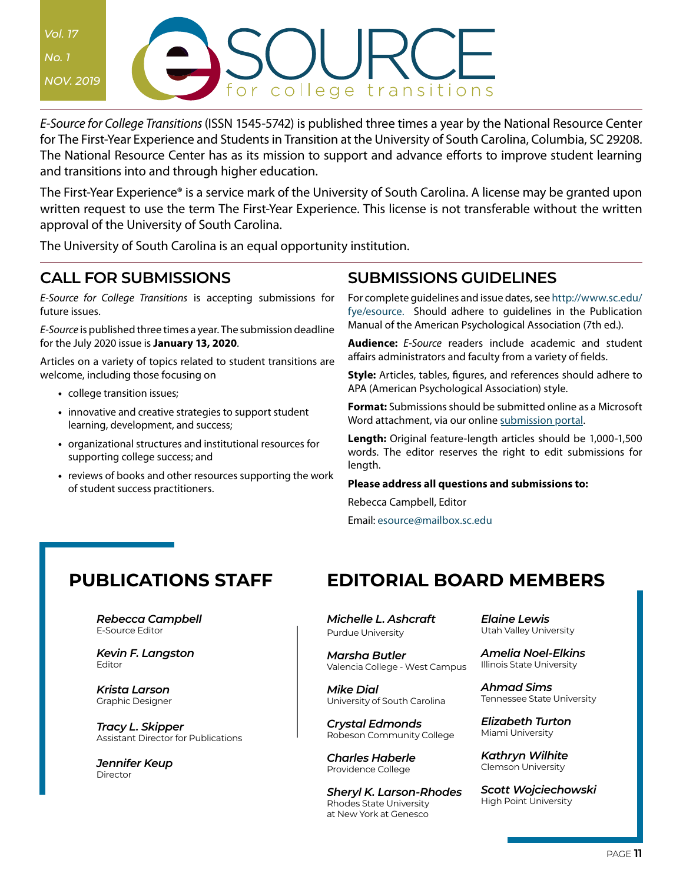Vol. 17

No. 1

NOV. 2019

# eSOURCE for college transitions

*E-Source for College Transitions* (ISSN 1545-5742) is published three times a year by the National Resource Center for The First-Year Experience and Students in Transition at the University of South Carolina, Columbia, SC 29208. The National Resource Center has as its mission to support and advance efforts to improve student learning and transitions into and through higher education.

The First-Year Experience® is a service mark of the University of South Carolina. A license may be granted upon written request to use the term The First-Year Experience. This license is not transferable without the written approval of the University of South Carolina.

The University of South Carolina is an equal opportunity institution.

## CALL FOR SUBMISSIONS

*E-Source for College Transitions* is accepting submissions for future issues.

*E-Source* is published three times a year. The submission deadline for the July 2020 issue is **January 13, 2020**.

Articles on a variety of topics related to student transitions are welcome, including those focusing on

- college transition issues;
- innovative and creative strategies to support student learning, development, and success;
- organizational structures and institutional resources for supporting college success; and
- reviews of books and other resources supporting the work of student success practitioners.

## SUBMISSIONS GUIDELINES

For complete guidelines and issue dates, see http://www.sc.edu/fye/esource. Should adhere to guidelines in the Publication Manual of the American Psychological Association (7th ed.).

**Audience:** *E-Source* readers include academic and student affairs administrators and faculty from a variety of fields.

**Style:** Articles, tables, figures, and references should adhere to APA (American Psychological Association) style.

**Format:** Submissions should be submitted online as a Microsoft Word attachment, via our online submission portal.

**Length:** Original feature-length articles should be 1,000-1,500 words. The editor reserves the right to edit submissions for length.

**Please address all questions and submissions to:**

Rebecca Campbell, Editor

Email: esource@mailbox.sc.edu

## PUBLICATIONS STAFF

***Rebecca Campbell***
E-Source Editor

***Kevin F. Langston***
Editor

***Krista Larson***
Graphic Designer

***Tracy L. Skipper***
Assistant Director for Publications

***Jennifer Keup***
Director

## EDITORIAL BOARD MEMBERS

***Michelle L. Ashcraft***
Purdue University

***Marsha Butler***
Valencia College - West Campus

***Mike Dial***
University of South Carolina

***Crystal Edmonds***
Robeson Community College

***Charles Haberle***
Providence College

***Sheryl K. Larson-Rhodes***
Rhodes State University at New York at Genesco

***Elaine Lewis***
Utah Valley University

***Amelia Noel-Elkins***
Illinois State University

***Ahmad Sims***
Tennessee State University

***Elizabeth Turton***
Miami University

***Kathryn Wilhite***
Clemson University

***Scott Wojciechowski***
High Point University